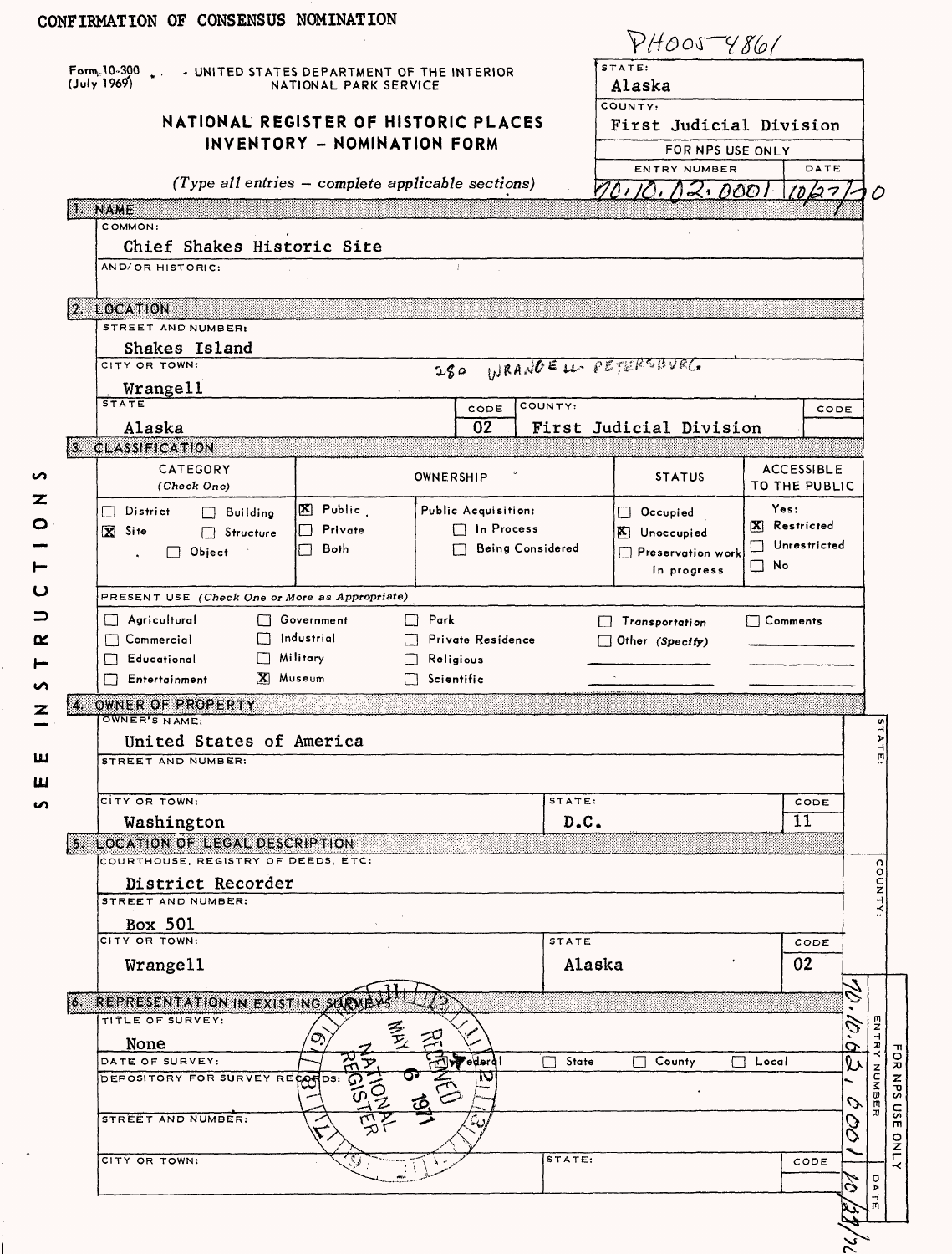CONFIRMATION OF CONSENSUS NOMINATION

PH005-4861

Form 10-300 (July 1969)

UNITED STATES DEPARTMENT OF THE INTERIOR
NATIONAL PARK SERVICE

# NATIONAL REGISTER OF HISTORIC PLACES INVENTORY - NOMINATION FORM

*(Type all entries — complete applicable sections)*

| STATE: | |
|---|---|
| Alaska | |
| COUNTY: | |
| First Judicial Division | |
| FOR NPS USE ONLY | |
| ENTRY NUMBER | DATE |
| 70.10.02.0001 | 10/27/70 |

## 1. NAME

COMMON:
Chief Shakes Historic Site

AND/OR HISTORIC:

## 2. LOCATION

STREET AND NUMBER:
Shakes Island

CITY OR TOWN:
Wrangell — 280 WRANGELL-PETERSBURG

| STATE | CODE | COUNTY: | CODE |
|---|---|---|---|
| Alaska | 02 | First Judicial Division | |

## 3. CLASSIFICATION

| CATEGORY (Check One) | | OWNERSHIP | | STATUS | ACCESSIBLE TO THE PUBLIC |
|---|---|---|---|---|---|
| ☐ District | ☐ Building | ☒ Public | Public Acquisition: | ☐ Occupied | Yes: |
| ☒ Site | ☐ Structure | ☐ Private | ☐ In Process | ☒ Unoccupied | ☒ Restricted |
| ☐ Object | | ☐ Both | ☐ Being Considered | ☐ Preservation work in progress | ☐ Unrestricted |
| | | | | | ☐ No |

PRESENT USE *(Check One or More as Appropriate)*

| | | | | |
|---|---|---|---|---|
| ☐ Agricultural | ☐ Government | ☐ Park | ☐ Transportation | ☐ Comments |
| ☐ Commercial | ☐ Industrial | ☐ Private Residence | ☐ Other *(Specify)* | |
| ☐ Educational | ☐ Military | ☐ Religious | | |
| ☐ Entertainment | ☒ Museum | ☐ Scientific | | |

## 4. OWNER OF PROPERTY

OWNER'S NAME:
United States of America

STREET AND NUMBER:

| CITY OR TOWN: | STATE: | CODE |
|---|---|---|
| Washington | D.C. | 11 |

## 5. LOCATION OF LEGAL DESCRIPTION

COURTHOUSE, REGISTRY OF DEEDS, ETC:
District Recorder

STREET AND NUMBER:
Box 501

| CITY OR TOWN: | STATE | CODE |
|---|---|---|
| Wrangell | Alaska | 02 |

## 6. REPRESENTATION IN EXISTING SURVEYS

TITLE OF SURVEY:
None

DATE OF SURVEY: ☐ Federal ☐ State ☐ County ☐ Local

DEPOSITORY FOR SURVEY RECORDS:

STREET AND NUMBER:

| CITY OR TOWN: | STATE: | CODE |
|---|---|---|
| | | |

RECEIVED MAY 6 1971 NATIONAL REGISTER

FOR NPS USE ONLY — ENTRY NUMBER: 70.10.02.0001 — DATE: 10/27/70

SEE INSTRUCTIONS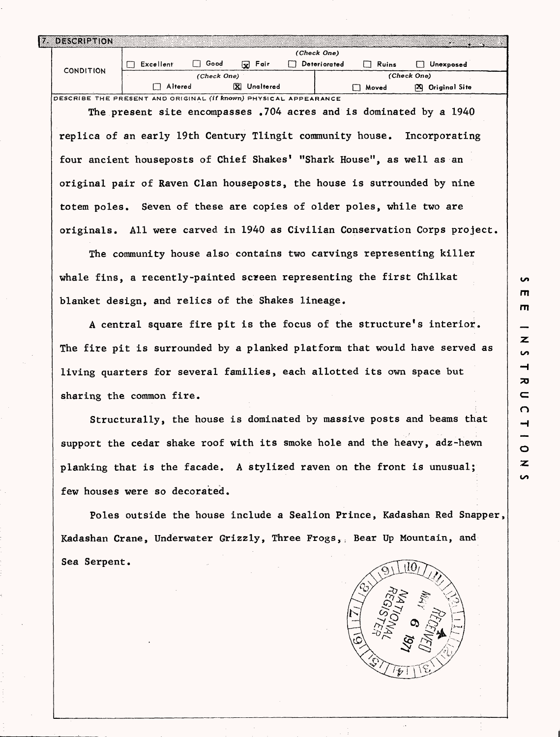## 7. DESCRIPTION

| CONDITION | (Check One) | | | | | |
|---|---|---|---|---|---|---|
| | ☐ Excellent | ☐ Good | ☒ Fair | ☐ Deteriorated | ☐ Ruins | ☐ Unexposed |
| | (Check One) | | | (Check One) | | |
| | ☐ Altered | ☒ Unaltered | | ☐ Moved | ☒ Original Site | |

DESCRIBE THE PRESENT AND ORIGINAL (if known) PHYSICAL APPEARANCE

The present site encompasses .704 acres and is dominated by a 1940 replica of an early 19th Century Tlingit community house. Incorporating four ancient houseposts of Chief Shakes' "Shark House", as well as an original pair of Raven Clan houseposts, the house is surrounded by nine totem poles. Seven of these are copies of older poles, while two are originals. All were carved in 1940 as Civilian Conservation Corps project.

The community house also contains two carvings representing killer whale fins, a recently-painted screen representing the first Chilkat blanket design, and relics of the Shakes lineage.

A central square fire pit is the focus of the structure's interior. The fire pit is surrounded by a planked platform that would have served as living quarters for several families, each allotted its own space but sharing the common fire.

Structurally, the house is dominated by massive posts and beams that support the cedar shake roof with its smoke hole and the heavy, adz-hewn planking that is the facade. A stylized raven on the front is unusual; few houses were so decorated.

Poles outside the house include a Sealion Prince, Kadashan Red Snapper, Kadashan Crane, Underwater Grizzly, Three Frogs, Bear Up Mountain, and Sea Serpent.

RECEIVED MAY 6 1971 NATIONAL REGISTER

SEE INSTRUCTIONS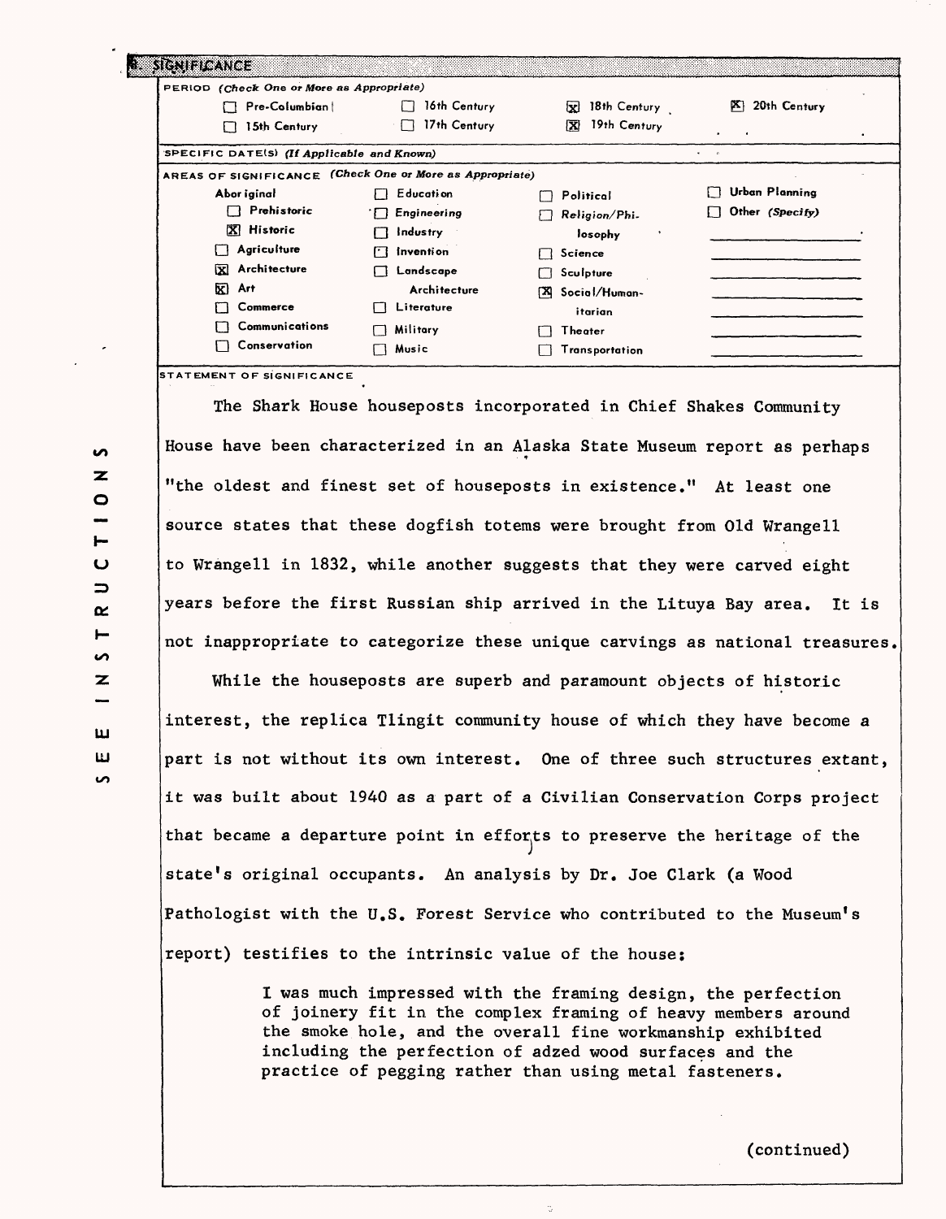## 8. SIGNIFICANCE

**PERIOD** *(Check One or More as Appropriate)*

| | | | |
|---|---|---|---|
| ☐ Pre-Columbian | ☐ 16th Century | ☒ 18th Century | ☒ 20th Century |
| ☐ 15th Century | ☐ 17th Century | ☒ 19th Century | |

**SPECIFIC DATE(S)** *(If Applicable and Known)*

**AREAS OF SIGNIFICANCE** *(Check One or More as Appropriate)*

| | | | |
|---|---|---|---|
| Aboriginal | ☐ Education | ☐ Political | ☐ Urban Planning |
| ☐ Prehistoric | ☐ Engineering | ☐ Religion/Philosophy | ☐ Other *(Specify)* |
| ☒ Historic | ☐ Industry | ☐ Science | |
| ☐ Agriculture | ☐ Invention | ☐ Sculpture | |
| ☒ Architecture | ☐ Landscape Architecture | ☒ Social/Humanitarian | |
| ☒ Art | ☐ Literature | ☐ Theater | |
| ☐ Commerce | ☐ Military | ☐ Transportation | |
| ☐ Communications | ☐ Music | | |
| ☐ Conservation | | | |

**STATEMENT OF SIGNIFICANCE**

The Shark House houseposts incorporated in Chief Shakes Community House have been characterized in an Alaska State Museum report as perhaps "the oldest and finest set of houseposts in existence." At least one source states that these dogfish totems were brought from Old Wrangell to Wrangell in 1832, while another suggests that they were carved eight years before the first Russian ship arrived in the Lituya Bay area. It is not inappropriate to categorize these unique carvings as national treasures.

While the houseposts are superb and paramount objects of historic interest, the replica Tlingit community house of which they have become a part is not without its own interest. One of three such structures extant, it was built about 1940 as a part of a Civilian Conservation Corps project that became a departure point in efforts to preserve the heritage of the state's original occupants. An analysis by Dr. Joe Clark (a Wood Pathologist with the U.S. Forest Service who contributed to the Museum's report) testifies to the intrinsic value of the house:

> I was much impressed with the framing design, the perfection of joinery fit in the complex framing of heavy members around the smoke hole, and the overall fine workmanship exhibited including the perfection of adzed wood surfaces and the practice of pegging rather than using metal fasteners.

(continued)

SEE INSTRUCTIONS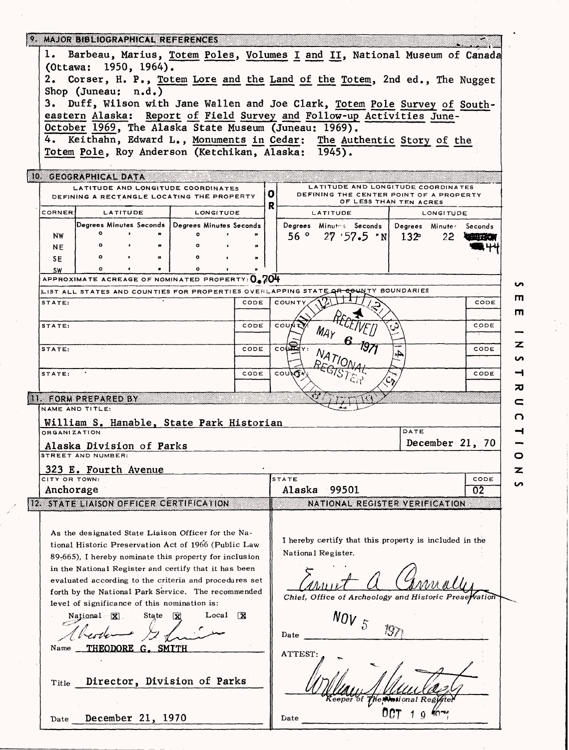## 9. MAJOR BIBLIOGRAPHICAL REFERENCES

1. Barbeau, Marius, Totem Poles, Volumes I and II, National Museum of Canada (Ottawa: 1950, 1964).
2. Corser, H. P., Totem Lore and the Land of the Totem, 2nd ed., The Nugget Shop (Juneau: n.d.)
3. Duff, Wilson with Jane Wallen and Joe Clark, Totem Pole Survey of Southeastern Alaska: Report of Field Survey and Follow-up Activities June-October 1969, The Alaska State Museum (Juneau: 1969).
4. Keithahn, Edward L., Monuments in Cedar: The Authentic Story of the Totem Pole, Roy Anderson (Ketchikan, Alaska: 1945).

## 10. GEOGRAPHICAL DATA

| LATITUDE AND LONGITUDE COORDINATES DEFINING A RECTANGLE LOCATING THE PROPERTY | | | OR | LATITUDE AND LONGITUDE COORDINATES DEFINING THE CENTER POINT OF A PROPERTY OF LESS THAN TEN ACRES | |
|---|---|---|---|---|---|
| CORNER | LATITUDE | LONGITUDE | | LATITUDE | LONGITUDE |
| | Degrees Minutes Seconds | Degrees Minutes Seconds | | Degrees Minutes Seconds | Degrees Minutes Seconds |
| NW | ° ' " | ° ' " | | 56 ° 27 ' 57.5 " N | 132° 22 44 |
| NE | ° ' " | ° ' " | | | |
| SE | ° ' " | ° ' " | | | |
| SW | ° ' " | ° ' " | | | |

APPROXIMATE ACREAGE OF NOMINATED PROPERTY: 0.704

LIST ALL STATES AND COUNTIES FOR PROPERTIES OVERLAPPING STATE OR COUNTY BOUNDARIES

| STATE: | CODE | COUNTY | CODE |
|---|---|---|---|
| STATE: | CODE | COUNTY: | CODE |
| STATE: | CODE | COUNTY: | CODE |
| STATE: | CODE | COUNTY: | CODE |

RECEIVED MAY 6 1971 NATIONAL REGISTER

## 11. FORM PREPARED BY

NAME AND TITLE:
William S. Hanable, State Park Historian

ORGANIZATION: Alaska Division of Parks

DATE: December 21, 70

STREET AND NUMBER: 323 E. Fourth Avenue

CITY OR TOWN: Anchorage

STATE: Alaska 99501

CODE: 02

## 12. STATE LIAISON OFFICER CERTIFICATION

As the designated State Liaison Officer for the National Historic Preservation Act of 1966 (Public Law 89-665), I hereby nominate this property for inclusion in the National Register and certify that it has been evaluated according to the criteria and procedures set forth by the National Park Service. The recommended level of significance of this nomination is:

National [X] State [X] Local [X]

Name THEODORE G. SMITH

Title Director, Division of Parks

Date December 21, 1970

## NATIONAL REGISTER VERIFICATION

I hereby certify that this property is included in the National Register.

Chief, Office of Archeology and Historic Preservation

Date NOV 5 1971

ATTEST:

Keeper of The National Register

Date OCT 1 9 1971

SEE INSTRUCTIONS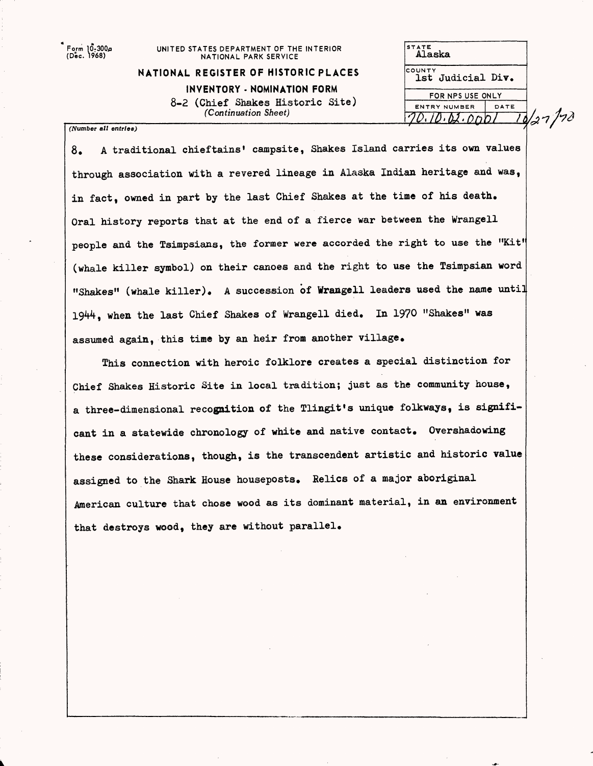Form 10-300a
(Dec. 1968)

UNITED STATES DEPARTMENT OF THE INTERIOR
NATIONAL PARK SERVICE

**NATIONAL REGISTER OF HISTORIC PLACES**

**INVENTORY - NOMINATION FORM**

8-2 (Chief Shakes Historic Site)
*(Continuation Sheet)*

| | |
|---|---|
| STATE | Alaska |
| COUNTY | 1st Judicial Div. |
| FOR NPS USE ONLY | |
| ENTRY NUMBER | DATE |
| 70.10.02.0001 | 10/27/70 |

*(Number all entries)*

8. A traditional chieftains' campsite, Shakes Island carries its own values through association with a revered lineage in Alaska Indian heritage and was, in fact, owned in part by the last Chief Shakes at the time of his death. Oral history reports that at the end of a fierce war between the Wrangell people and the Tsimpsians, the former were accorded the right to use the "Kit" (whale killer symbol) on their canoes and the right to use the Tsimpsian word "Shakes" (whale killer). A succession of Wrangell leaders used the name until 1944, when the last Chief Shakes of Wrangell died. In 1970 "Shakes" was assumed again, this time by an heir from another village.

This connection with heroic folklore creates a special distinction for Chief Shakes Historic Site in local tradition; just as the community house, a three-dimensional recognition of the Tlingit's unique folkways, is significant in a statewide chronology of white and native contact. Overshadowing these considerations, though, is the transcendent artistic and historic value assigned to the Shark House houseposts. Relics of a major aboriginal American culture that chose wood as its dominant material, in an environment that destroys wood, they are without parallel.